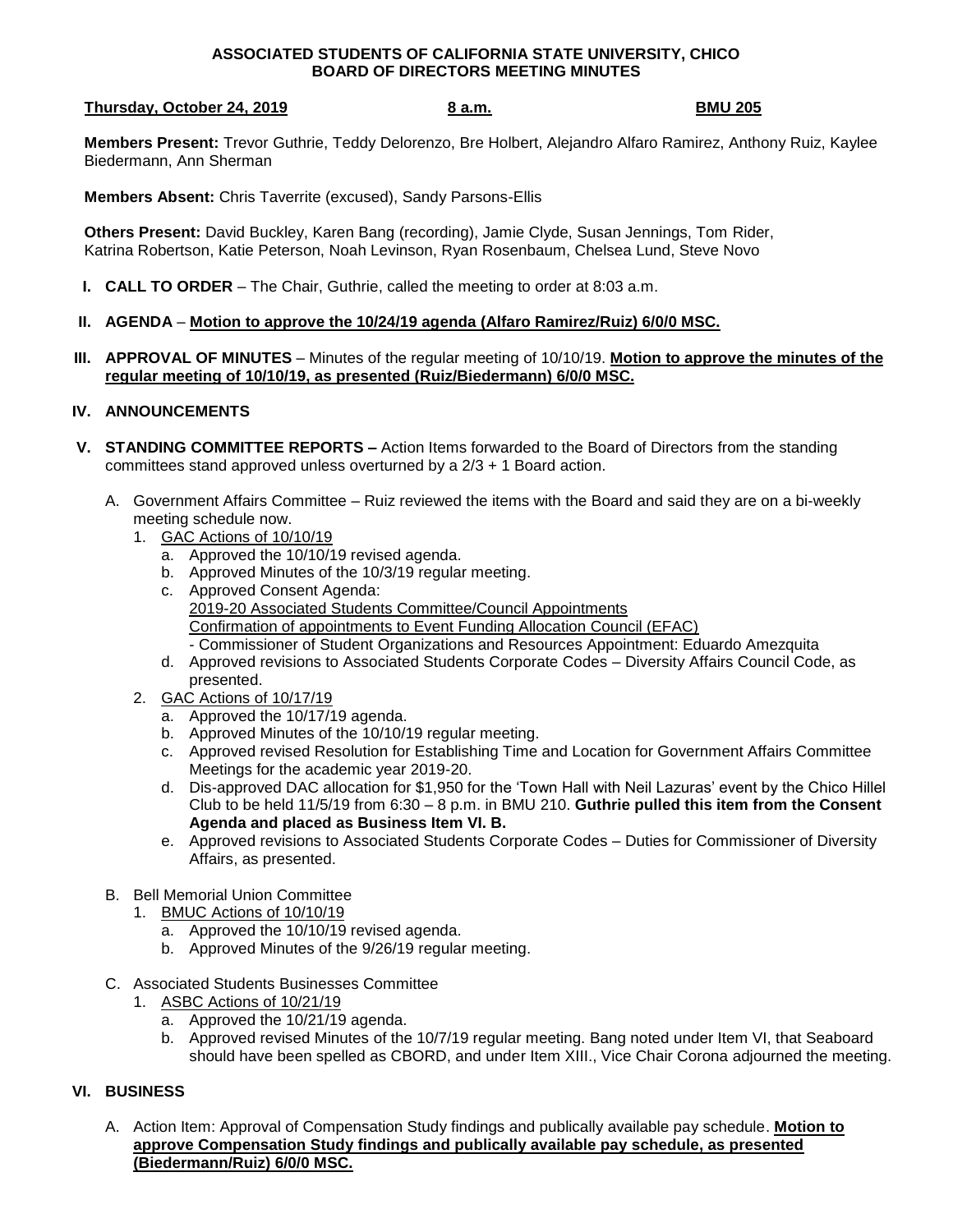**ASSOCIATED STUDENTS OF CALIFORNIA STATE UNIVERSITY, CHICO**
**BOARD OF DIRECTORS MEETING MINUTES**

**Thursday, October 24, 2019** **8 a.m.** **BMU 205**

**Members Present:** Trevor Guthrie, Teddy Delorenzo, Bre Holbert, Alejandro Alfaro Ramirez, Anthony Ruiz, Kaylee Biedermann, Ann Sherman

**Members Absent:** Chris Taverrite (excused), Sandy Parsons-Ellis

**Others Present:** David Buckley, Karen Bang (recording), Jamie Clyde, Susan Jennings, Tom Rider, Katrina Robertson, Katie Peterson, Noah Levinson, Ryan Rosenbaum, Chelsea Lund, Steve Novo

**I. CALL TO ORDER** – The Chair, Guthrie, called the meeting to order at 8:03 a.m.

**II. AGENDA** – **Motion to approve the 10/24/19 agenda (Alfaro Ramirez/Ruiz) 6/0/0 MSC.**

**III. APPROVAL OF MINUTES** – Minutes of the regular meeting of 10/10/19. **Motion to approve the minutes of the regular meeting of 10/10/19, as presented (Ruiz/Biedermann) 6/0/0 MSC.**

**IV. ANNOUNCEMENTS**

**V. STANDING COMMITTEE REPORTS –** Action Items forwarded to the Board of Directors from the standing committees stand approved unless overturned by a 2/3 + 1 Board action.

A. Government Affairs Committee – Ruiz reviewed the items with the Board and said they are on a bi-weekly meeting schedule now.

1. GAC Actions of 10/10/19
   a. Approved the 10/10/19 revised agenda.
   b. Approved Minutes of the 10/3/19 regular meeting.
   c. Approved Consent Agenda:
      2019-20 Associated Students Committee/Council Appointments
      Confirmation of appointments to Event Funding Allocation Council (EFAC)
      - Commissioner of Student Organizations and Resources Appointment: Eduardo Amezquita
   d. Approved revisions to Associated Students Corporate Codes – Diversity Affairs Council Code, as presented.
2. GAC Actions of 10/17/19
   a. Approved the 10/17/19 agenda.
   b. Approved Minutes of the 10/10/19 regular meeting.
   c. Approved revised Resolution for Establishing Time and Location for Government Affairs Committee Meetings for the academic year 2019-20.
   d. Dis-approved DAC allocation for $1,950 for the 'Town Hall with Neil Lazuras' event by the Chico Hillel Club to be held 11/5/19 from 6:30 – 8 p.m. in BMU 210. **Guthrie pulled this item from the Consent Agenda and placed as Business Item VI. B.**
   e. Approved revisions to Associated Students Corporate Codes – Duties for Commissioner of Diversity Affairs, as presented.

B. Bell Memorial Union Committee

1. BMUC Actions of 10/10/19
   a. Approved the 10/10/19 revised agenda.
   b. Approved Minutes of the 9/26/19 regular meeting.

C. Associated Students Businesses Committee

1. ASBC Actions of 10/21/19
   a. Approved the 10/21/19 agenda.
   b. Approved revised Minutes of the 10/7/19 regular meeting. Bang noted under Item VI, that Seaboard should have been spelled as CBORD, and under Item XIII., Vice Chair Corona adjourned the meeting.

**VI. BUSINESS**

A. Action Item: Approval of Compensation Study findings and publically available pay schedule. **Motion to approve Compensation Study findings and publically available pay schedule, as presented (Biedermann/Ruiz) 6/0/0 MSC.**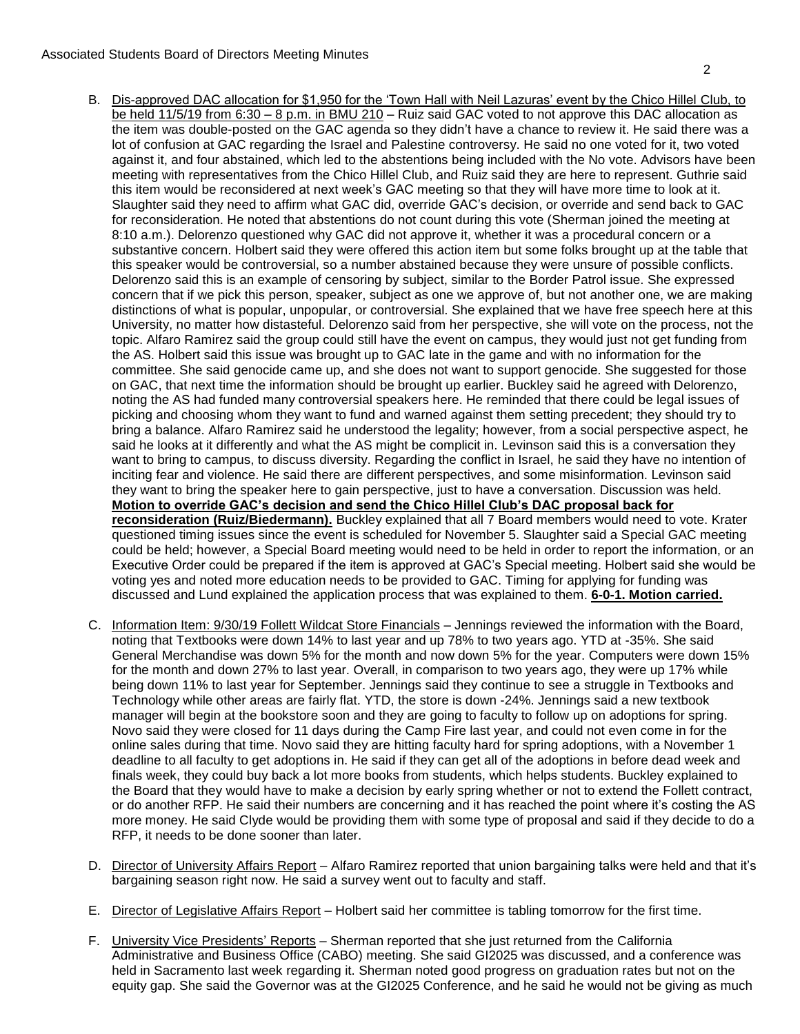B. Dis-approved DAC allocation for $1,950 for the 'Town Hall with Neil Lazuras' event by the Chico Hillel Club, to be held 11/5/19 from 6:30 – 8 p.m. in BMU 210 – Ruiz said GAC voted to not approve this DAC allocation as the item was double-posted on the GAC agenda so they didn't have a chance to review it. He said there was a lot of confusion at GAC regarding the Israel and Palestine controversy. He said no one voted for it, two voted against it, and four abstained, which led to the abstentions being included with the No vote. Advisors have been meeting with representatives from the Chico Hillel Club, and Ruiz said they are here to represent. Guthrie said this item would be reconsidered at next week's GAC meeting so that they will have more time to look at it. Slaughter said they need to affirm what GAC did, override GAC's decision, or override and send back to GAC for reconsideration. He noted that abstentions do not count during this vote (Sherman joined the meeting at 8:10 a.m.). Delorenzo questioned why GAC did not approve it, whether it was a procedural concern or a substantive concern. Holbert said they were offered this action item but some folks brought up at the table that this speaker would be controversial, so a number abstained because they were unsure of possible conflicts. Delorenzo said this is an example of censoring by subject, similar to the Border Patrol issue. She expressed concern that if we pick this person, speaker, subject as one we approve of, but not another one, we are making distinctions of what is popular, unpopular, or controversial. She explained that we have free speech here at this University, no matter how distasteful. Delorenzo said from her perspective, she will vote on the process, not the topic. Alfaro Ramirez said the group could still have the event on campus, they would just not get funding from the AS. Holbert said this issue was brought up to GAC late in the game and with no information for the committee. She said genocide came up, and she does not want to support genocide. She suggested for those on GAC, that next time the information should be brought up earlier. Buckley said he agreed with Delorenzo, noting the AS had funded many controversial speakers here. He reminded that there could be legal issues of picking and choosing whom they want to fund and warned against them setting precedent; they should try to bring a balance. Alfaro Ramirez said he understood the legality; however, from a social perspective aspect, he said he looks at it differently and what the AS might be complicit in. Levinson said this is a conversation they want to bring to campus, to discuss diversity. Regarding the conflict in Israel, he said they have no intention of inciting fear and violence. He said there are different perspectives, and some misinformation. Levinson said they want to bring the speaker here to gain perspective, just to have a conversation. Discussion was held. **Motion to override GAC's decision and send the Chico Hillel Club's DAC proposal back for reconsideration (Ruiz/Biedermann).** Buckley explained that all 7 Board members would need to vote. Krater questioned timing issues since the event is scheduled for November 5. Slaughter said a Special GAC meeting could be held; however, a Special Board meeting would need to be held in order to report the information, or an Executive Order could be prepared if the item is approved at GAC's Special meeting. Holbert said she would be voting yes and noted more education needs to be provided to GAC. Timing for applying for funding was discussed and Lund explained the application process that was explained to them. **6-0-1. Motion carried.**

C. Information Item: 9/30/19 Follett Wildcat Store Financials – Jennings reviewed the information with the Board, noting that Textbooks were down 14% to last year and up 78% to two years ago. YTD at -35%. She said General Merchandise was down 5% for the month and now down 5% for the year. Computers were down 15% for the month and down 27% to last year. Overall, in comparison to two years ago, they were up 17% while being down 11% to last year for September. Jennings said they continue to see a struggle in Textbooks and Technology while other areas are fairly flat. YTD, the store is down -24%. Jennings said a new textbook manager will begin at the bookstore soon and they are going to faculty to follow up on adoptions for spring. Novo said they were closed for 11 days during the Camp Fire last year, and could not even come in for the online sales during that time. Novo said they are hitting faculty hard for spring adoptions, with a November 1 deadline to all faculty to get adoptions in. He said if they can get all of the adoptions in before dead week and finals week, they could buy back a lot more books from students, which helps students. Buckley explained to the Board that they would have to make a decision by early spring whether or not to extend the Follett contract, or do another RFP. He said their numbers are concerning and it has reached the point where it's costing the AS more money. He said Clyde would be providing them with some type of proposal and said if they decide to do a RFP, it needs to be done sooner than later.

D. Director of University Affairs Report – Alfaro Ramirez reported that union bargaining talks were held and that it's bargaining season right now. He said a survey went out to faculty and staff.

E. Director of Legislative Affairs Report – Holbert said her committee is tabling tomorrow for the first time.

F. University Vice Presidents' Reports – Sherman reported that she just returned from the California Administrative and Business Office (CABO) meeting. She said GI2025 was discussed, and a conference was held in Sacramento last week regarding it. Sherman noted good progress on graduation rates but not on the equity gap. She said the Governor was at the GI2025 Conference, and he said he would not be giving as much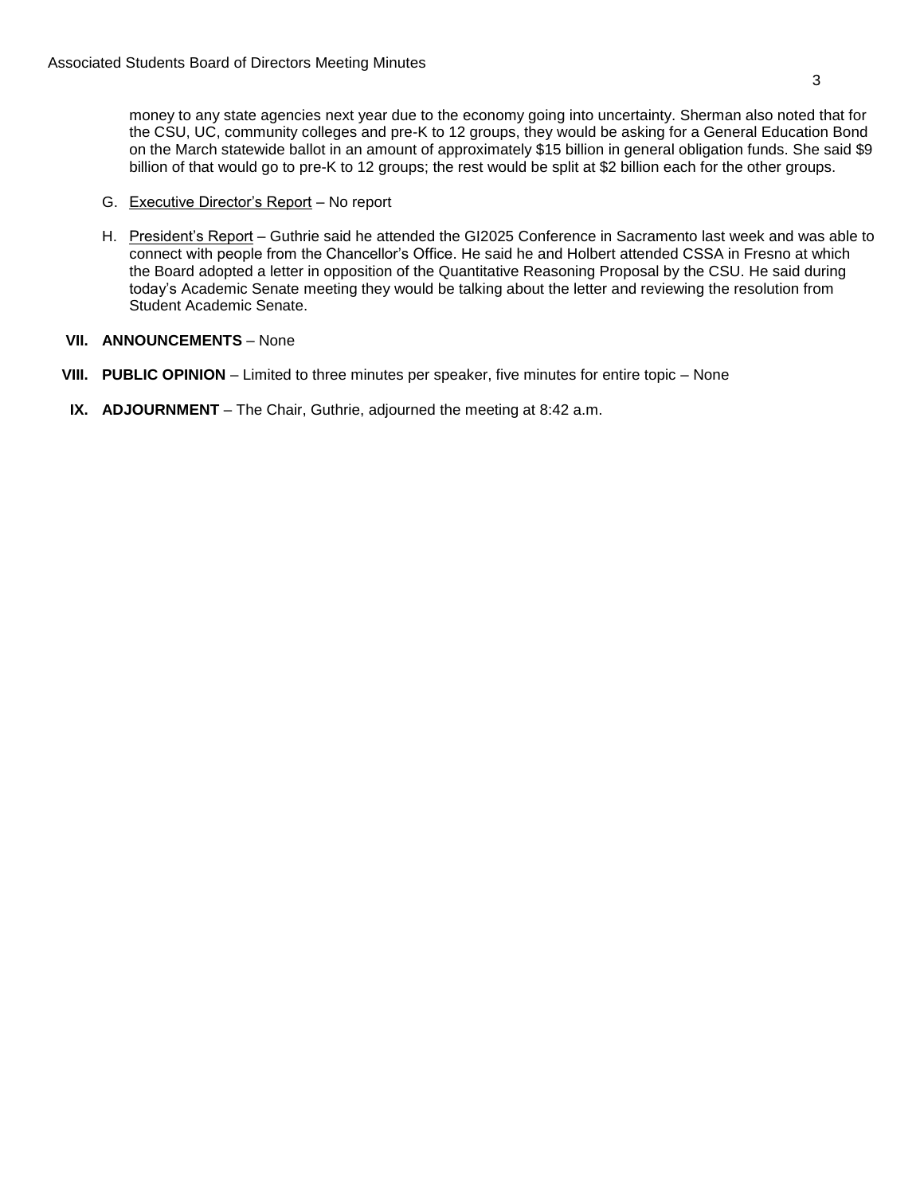money to any state agencies next year due to the economy going into uncertainty. Sherman also noted that for the CSU, UC, community colleges and pre-K to 12 groups, they would be asking for a General Education Bond on the March statewide ballot in an amount of approximately $15 billion in general obligation funds. She said $9 billion of that would go to pre-K to 12 groups; the rest would be split at $2 billion each for the other groups.

G. Executive Director's Report – No report

H. President's Report – Guthrie said he attended the GI2025 Conference in Sacramento last week and was able to connect with people from the Chancellor's Office. He said he and Holbert attended CSSA in Fresno at which the Board adopted a letter in opposition of the Quantitative Reasoning Proposal by the CSU. He said during today's Academic Senate meeting they would be talking about the letter and reviewing the resolution from Student Academic Senate.

**VII. ANNOUNCEMENTS** – None

**VIII. PUBLIC OPINION** – Limited to three minutes per speaker, five minutes for entire topic – None

**IX. ADJOURNMENT** – The Chair, Guthrie, adjourned the meeting at 8:42 a.m.